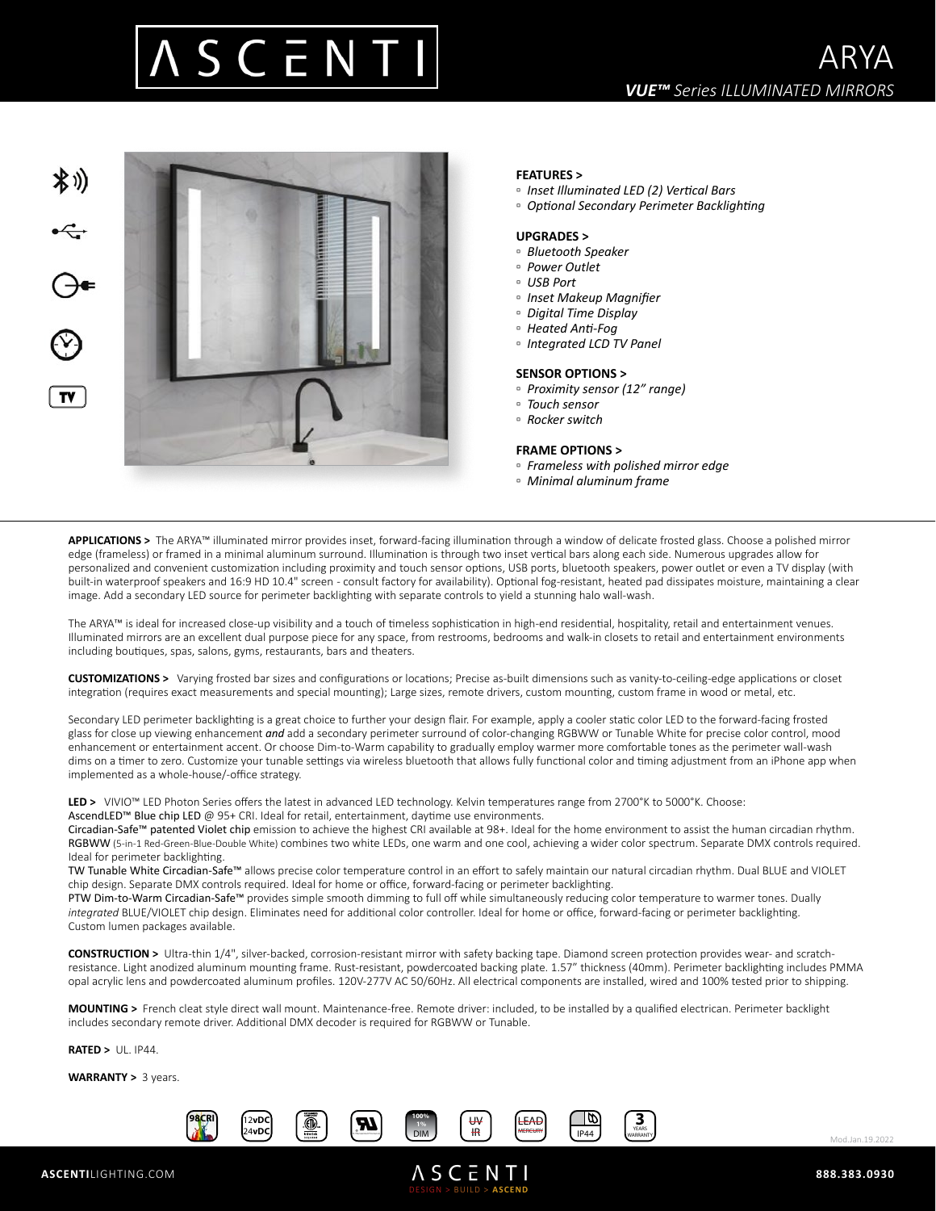# ASCENTI

# ARYA

***VUE™** Series ILLUMINATED MIRRORS*

**FEATURES >**
- *Inset Illuminated LED (2) Vertical Bars*
- *Optional Secondary Perimeter Backlighting*

**UPGRADES >**
- *Bluetooth Speaker*
- *Power Outlet*
- *USB Port*
- *Inset Makeup Magnifier*
- *Digital Time Display*
- *Heated Anti-Fog*
- *Integrated LCD TV Panel*

**SENSOR OPTIONS >**
- *Proximity sensor (12" range)*
- *Touch sensor*
- *Rocker switch*

**FRAME OPTIONS >**
- *Frameless with polished mirror edge*
- *Minimal aluminum frame*

**APPLICATIONS >** The ARYA™ illuminated mirror provides inset, forward-facing illumination through a window of delicate frosted glass. Choose a polished mirror edge (frameless) or framed in a minimal aluminum surround. Illumination is through two inset vertical bars along each side. Numerous upgrades allow for personalized and convenient customization including proximity and touch sensor options, USB ports, bluetooth speakers, power outlet or even a TV display (with built-in waterproof speakers and 16:9 HD 10.4" screen - consult factory for availability). Optional fog-resistant, heated pad dissipates moisture, maintaining a clear image. Add a secondary LED source for perimeter backlighting with separate controls to yield a stunning halo wall-wash.

The ARYA™ is ideal for increased close-up visibility and a touch of timeless sophistication in high-end residential, hospitality, retail and entertainment venues. Illuminated mirrors are an excellent dual purpose piece for any space, from restrooms, bedrooms and walk-in closets to retail and entertainment environments including boutiques, spas, salons, gyms, restaurants, bars and theaters.

**CUSTOMIZATIONS >** Varying frosted bar sizes and configurations or locations; Precise as-built dimensions such as vanity-to-ceiling-edge applications or closet integration (requires exact measurements and special mounting); Large sizes, remote drivers, custom mounting, custom frame in wood or metal, etc.

Secondary LED perimeter backlighting is a great choice to further your design flair. For example, apply a cooler static color LED to the forward-facing frosted glass for close up viewing enhancement ***and*** add a secondary perimeter surround of color-changing RGBWW or Tunable White for precise color control, mood enhancement or entertainment accent. Or choose Dim-to-Warm capability to gradually employ warmer more comfortable tones as the perimeter wall-wash dims on a timer to zero. Customize your tunable settings via wireless bluetooth that allows fully functional color and timing adjustment from an iPhone app when implemented as a whole-house/-office strategy.

**LED >** VIVIO™ LED Photon Series offers the latest in advanced LED technology. Kelvin temperatures range from 2700°K to 5000°K. Choose:
AscendLED™ Blue chip LED @ 95+ CRI. Ideal for retail, entertainment, daytime use environments.
Circadian-Safe™ patented Violet chip emission to achieve the highest CRI available at 98+. Ideal for the home environment to assist the human circadian rhythm.
RGBWW (5-in-1 Red-Green-Blue-Double White) combines two white LEDs, one warm and one cool, achieving a wider color spectrum. Separate DMX controls required. Ideal for perimeter backlighting.
TW Tunable White Circadian-Safe™ allows precise color temperature control in an effort to safely maintain our natural circadian rhythm. Dual BLUE and VIOLET chip design. Separate DMX controls required. Ideal for home or office, forward-facing or perimeter backlighting.
PTW Dim-to-Warm Circadian-Safe™ provides simple smooth dimming to full off while simultaneously reducing color temperature to warmer tones. Dually *integrated* BLUE/VIOLET chip design. Eliminates need for additional color controller. Ideal for home or office, forward-facing or perimeter backlighting.
Custom lumen packages available.

**CONSTRUCTION >** Ultra-thin 1/4", silver-backed, corrosion-resistant mirror with safety backing tape. Diamond screen protection provides wear- and scratch-resistance. Light anodized aluminum mounting frame. Rust-resistant, powdercoated backing plate. 1.57" thickness (40mm). Perimeter backlighting includes PMMA opal acrylic lens and powdercoated aluminum profiles. 120V-277V AC 50/60Hz. All electrical components are installed, wired and 100% tested prior to shipping.

**MOUNTING >** French cleat style direct wall mount. Maintenance-free. Remote driver: included, to be installed by a qualified electrican. Perimeter backlight includes secondary remote driver. Additional DMX decoder is required for RGBWW or Tunable.

**RATED >** UL. IP44.

**WARRANTY >** 3 years.

98CRI | 12vDC 24vDC | 100% 1% DIM | UV IR | LEAD MERCURY | IP44 | 3 YEARS WARRANTY

Mod.Jan.19.2022

**ASCENTI**LIGHTING.COM | ASCENTI DESIGN > BUILD > ASCEND | **888.383.0930**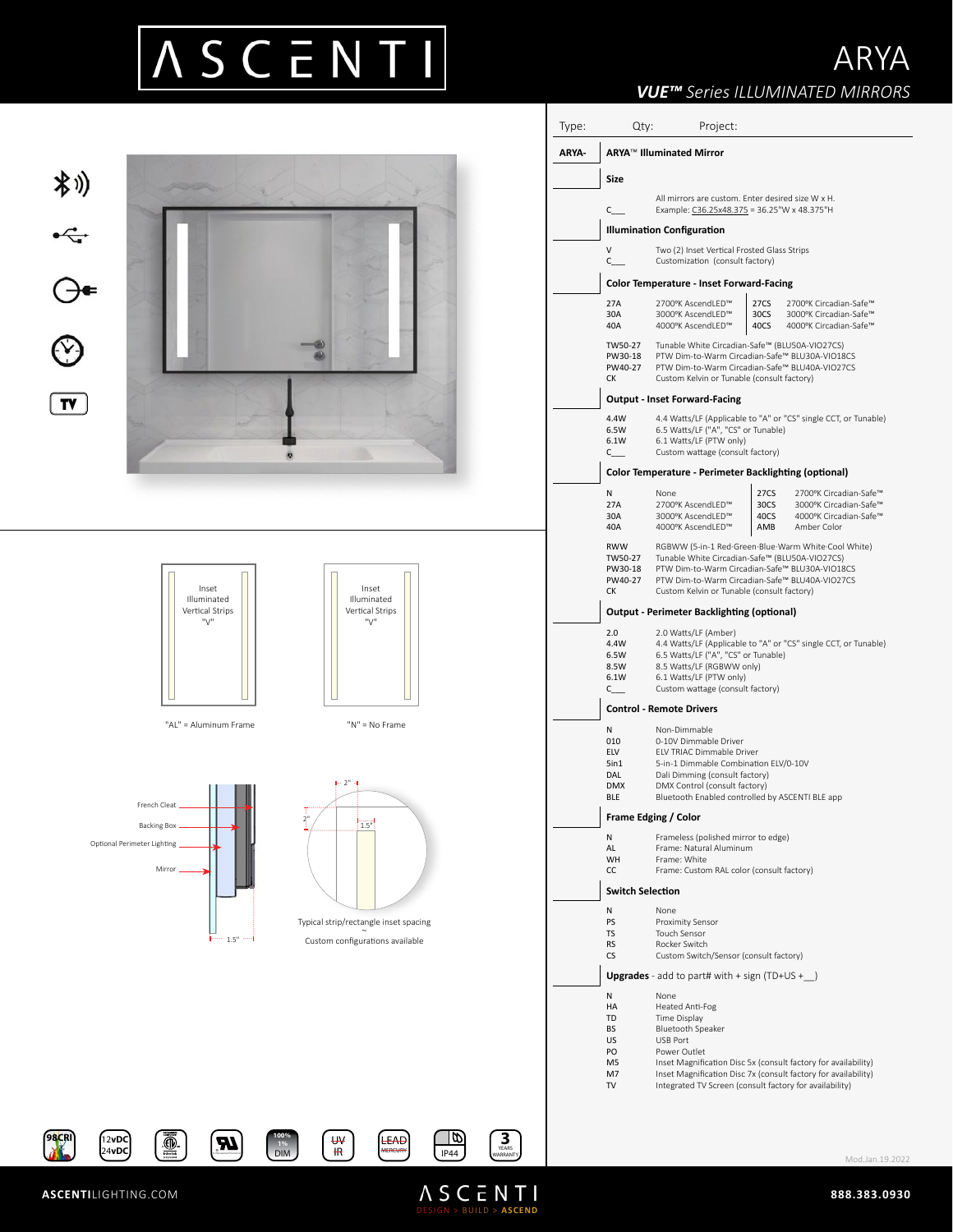# ASCENTI

# ARYA

*VUE™ Series ILLUMINATED MIRRORS*

Inset Illuminated Vertical Strips "V"

"AL" = Aluminum Frame

Inset Illuminated Vertical Strips "V"

"N" = No Frame

French Cleat

Backing Box

Optional Perimeter Lighting

Mirror

1.5"

2"

2"

1.5"

Typical strip/rectangle inset spacing

~

Custom configurations available

98CRI | 12vDC 24vDC | 100% 1% DIM | UV IR | LEAD MERCURY | IP44 | 3 YEARS WARRANTY

Type: Qty: Project:

**ARYA-** | **ARYA™ Illuminated Mirror**

**Size**

C___ — All mirrors are custom. Enter desired size W x H. Example: C36.25x48.375 = 36.25"W x 48.375"H

**Illumination Configuration**

| | |
|---|---|
| V | Two (2) Inset Vertical Frosted Glass Strips |
| C___ | Customization (consult factory) |

**Color Temperature - Inset Forward-Facing**

| | | | |
|---|---|---|---|
| 27A | 2700ºK AscendLED™ | 27CS | 2700ºK Circadian-Safe™ |
| 30A | 3000ºK AscendLED™ | 30CS | 3000ºK Circadian-Safe™ |
| 40A | 4000ºK AscendLED™ | 40CS | 4000ºK Circadian-Safe™ |

| | |
|---|---|
| TW50-27 | Tunable White Circadian-Safe™ (BLU50A-VIO27CS) |
| PW30-18 | PTW Dim-to-Warm Circadian-Safe™ BLU30A-VIO18CS |
| PW40-27 | PTW Dim-to-Warm Circadian-Safe™ BLU40A-VIO27CS |
| CK | Custom Kelvin or Tunable (consult factory) |

**Output - Inset Forward-Facing**

| | |
|---|---|
| 4.4W | 4.4 Watts/LF (Applicable to "A" or "CS" single CCT, or Tunable) |
| 6.5W | 6.5 Watts/LF ("A", "CS" or Tunable) |
| 6.1W | 6.1 Watts/LF (PTW only) |
| C___ | Custom wattage (consult factory) |

**Color Temperature - Perimeter Backlighting (optional)**

| | | | |
|---|---|---|---|
| N | None | 27CS | 2700ºK Circadian-Safe™ |
| 27A | 2700ºK AscendLED™ | 30CS | 3000ºK Circadian-Safe™ |
| 30A | 3000ºK AscendLED™ | 40CS | 4000ºK Circadian-Safe™ |
| 40A | 4000ºK AscendLED™ | AMB | Amber Color |

| | |
|---|---|
| RWW | RGBWW (5-in-1 Red·Green·Blue·Warm White·Cool White) |
| TW50-27 | Tunable White Circadian-Safe™ (BLU50A-VIO27CS) |
| PW30-18 | PTW Dim-to-Warm Circadian-Safe™ BLU30A-VIO18CS |
| PW40-27 | PTW Dim-to-Warm Circadian-Safe™ BLU40A-VIO27CS |
| CK | Custom Kelvin or Tunable (consult factory) |

**Output - Perimeter Backlighting (optional)**

| | |
|---|---|
| 2.0 | 2.0 Watts/LF (Amber) |
| 4.4W | 4.4 Watts/LF (Applicable to "A" or "CS" single CCT, or Tunable) |
| 6.5W | 6.5 Watts/LF ("A", "CS" or Tunable) |
| 8.5W | 8.5 Watts/LF (RGBWW only) |
| 6.1W | 6.1 Watts/LF (PTW only) |
| C___ | Custom wattage (consult factory) |

**Control - Remote Drivers**

| | |
|---|---|
| N | Non-Dimmable |
| 010 | 0-10V Dimmable Driver |
| ELV | ELV TRIAC Dimmable Driver |
| 5in1 | 5-in-1 Dimmable Combination ELV/0-10V |
| DAL | Dali Dimming (consult factory) |
| DMX | DMX Control (consult factory) |
| BLE | Bluetooth Enabled controlled by ASCENTI BLE app |

**Frame Edging / Color**

| | |
|---|---|
| N | Frameless (polished mirror to edge) |
| AL | Frame: Natural Aluminum |
| WH | Frame: White |
| CC | Frame: Custom RAL color (consult factory) |

**Switch Selection**

| | |
|---|---|
| N | None |
| PS | Proximity Sensor |
| TS | Touch Sensor |
| RS | Rocker Switch |
| CS | Custom Switch/Sensor (consult factory) |

**Upgrades** - add to part# with + sign (TD+US +__)

| | |
|---|---|
| N | None |
| HA | Heated Anti-Fog |
| TD | Time Display |
| BS | Bluetooth Speaker |
| US | USB Port |
| PO | Power Outlet |
| M5 | Inset Magnification Disc 5x (consult factory for availability) |
| M7 | Inset Magnification Disc 7x (consult factory for availability) |
| TV | Integrated TV Screen (consult factory for availability) |

Mod.Jan.19.2022

**ASCENTI**LIGHTING.COM

ASCENTI — DESIGN > BUILD > ASCEND

888.383.0930